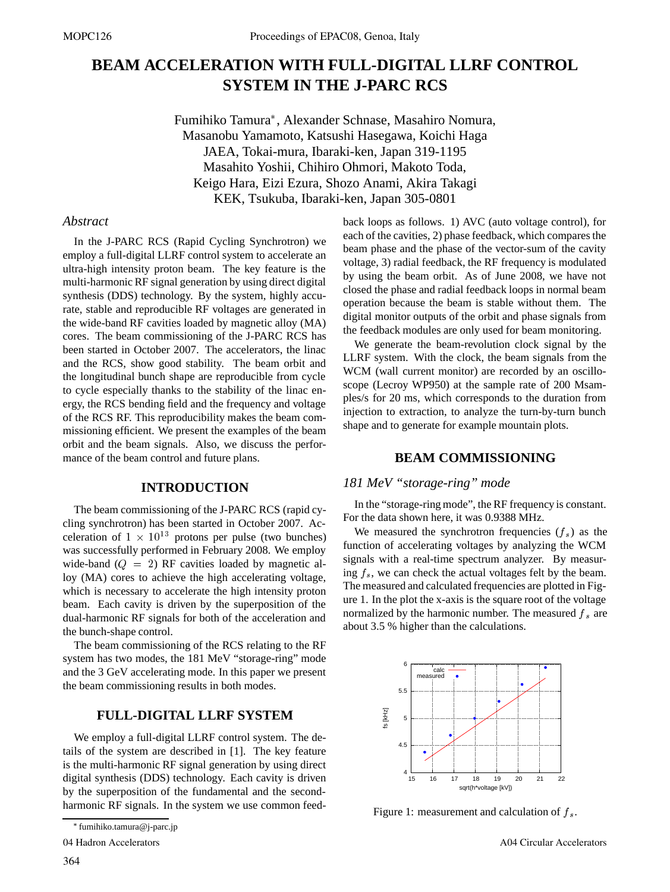# BEAM ACCELERATION WITH FULL-DIGITAL LLRF CONTROL SYSTEM IN THE J-PARC RCS

Fumihiko Tamura*, Alexander Schnase, Masahiro Nomura, Masanobu Yamamoto, Katsushi Hasegawa, Koichi Haga
JAEA, Tokai-mura, Ibaraki-ken, Japan 319-1195
Masahito Yoshii, Chihiro Ohmori, Makoto Toda, Keigo Hara, Eizi Ezura, Shozo Anami, Akira Takagi
KEK, Tsukuba, Ibaraki-ken, Japan 305-0801

### *Abstract*

In the J-PARC RCS (Rapid Cycling Synchrotron) we employ a full-digital LLRF control system to accelerate an ultra-high intensity proton beam. The key feature is the multi-harmonic RF signal generation by using direct digital synthesis (DDS) technology. By the system, highly accurate, stable and reproducible RF voltages are generated in the wide-band RF cavities loaded by magnetic alloy (MA) cores. The beam commissioning of the J-PARC RCS has been started in October 2007. The accelerators, the linac and the RCS, show good stability. The beam orbit and the longitudinal bunch shape are reproducible from cycle to cycle especially thanks to the stability of the linac energy, the RCS bending field and the frequency and voltage of the RCS RF. This reproducibility makes the beam commissioning efficient. We present the examples of the beam orbit and the beam signals. Also, we discuss the performance of the beam control and future plans.

## INTRODUCTION

The beam commissioning of the J-PARC RCS (rapid cycling synchrotron) has been started in October 2007. Acceleration of $1 \times 10^{13}$ protons per pulse (two bunches) was successfully performed in February 2008. We employ wide-band ($Q = 2$) RF cavities loaded by magnetic alloy (MA) cores to achieve the high accelerating voltage, which is necessary to accelerate the high intensity proton beam. Each cavity is driven by the superposition of the dual-harmonic RF signals for both of the acceleration and the bunch-shape control.

The beam commissioning of the RCS relating to the RF system has two modes, the 181 MeV "storage-ring" mode and the 3 GeV accelerating mode. In this paper we present the beam commissioning results in both modes.

## FULL-DIGITAL LLRF SYSTEM

We employ a full-digital LLRF control system. The details of the system are described in [1]. The key feature is the multi-harmonic RF signal generation by using direct digital synthesis (DDS) technology. Each cavity is driven by the superposition of the fundamental and the second-harmonic RF signals. In the system we use common feedback loops as follows. 1) AVC (auto voltage control), for each of the cavities, 2) phase feedback, which compares the beam phase and the phase of the vector-sum of the cavity voltage, 3) radial feedback, the RF frequency is modulated by using the beam orbit. As of June 2008, we have not closed the phase and radial feedback loops in normal beam operation because the beam is stable without them. The digital monitor outputs of the orbit and phase signals from the feedback modules are only used for beam monitoring.

We generate the beam-revolution clock signal by the LLRF system. With the clock, the beam signals from the WCM (wall current monitor) are recorded by an oscilloscope (Lecroy WP950) at the sample rate of 200 Msamples/s for 20 ms, which corresponds to the duration from injection to extraction, to analyze the turn-by-turn bunch shape and to generate for example mountain plots.

## BEAM COMMISSIONING

### *181 MeV "storage-ring" mode*

In the "storage-ring mode", the RF frequency is constant. For the data shown here, it was 0.9388 MHz.

We measured the synchrotron frequencies ($f_s$) as the function of accelerating voltages by analyzing the WCM signals with a real-time spectrum analyzer. By measuring $f_s$, we can check the actual voltages felt by the beam. The measured and calculated frequencies are plotted in Figure 1. In the plot the x-axis is the square root of the voltage normalized by the harmonic number. The measured $f_s$ are about 3.5 % higher than the calculations.

Figure 1: measurement and calculation of $f_s$.

---

* fumihiko.tamura@j-parc.jp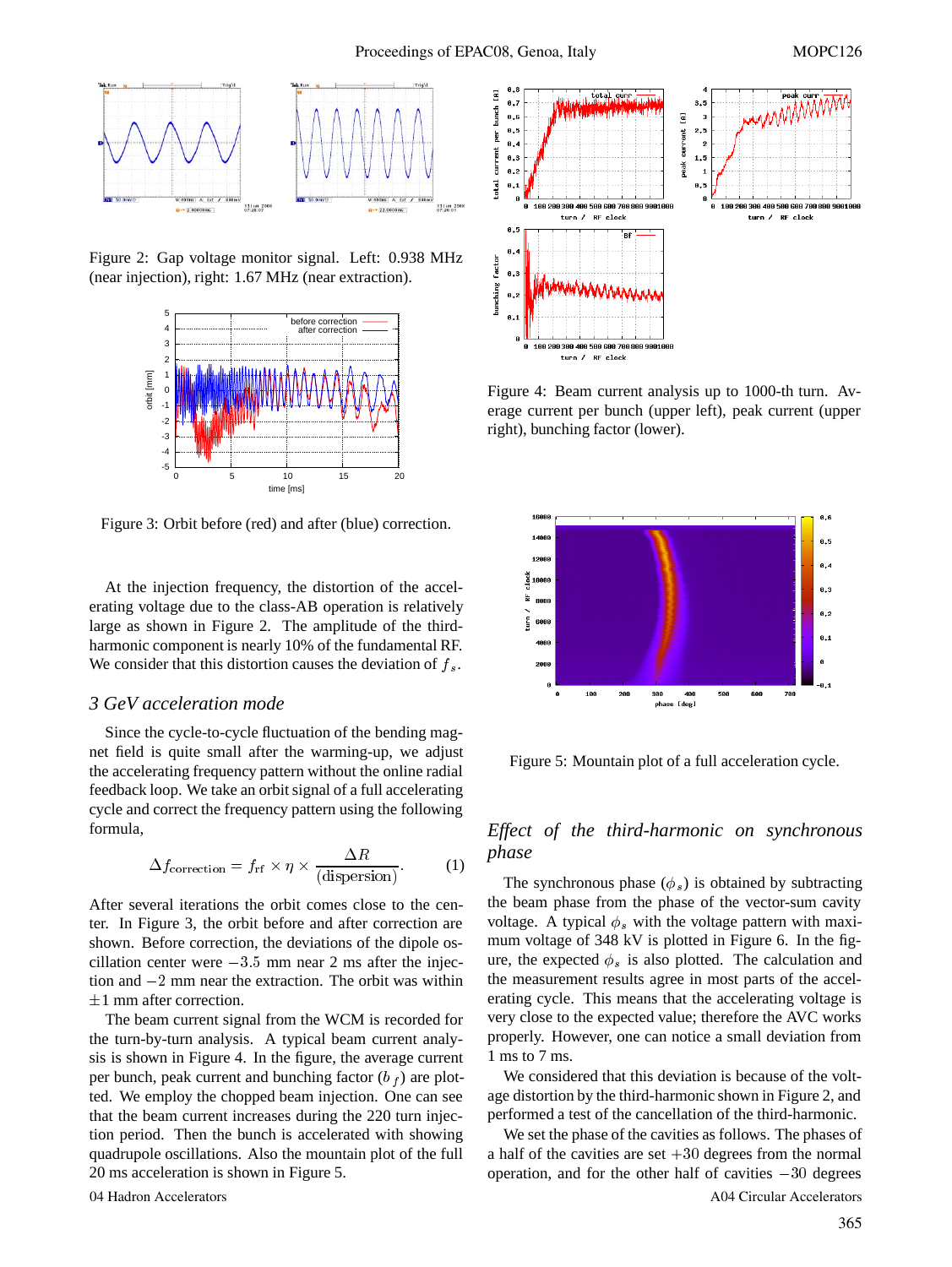Figure 2: Gap voltage monitor signal. Left: 0.938 MHz (near injection), right: 1.67 MHz (near extraction).

Figure 3: Orbit before (red) and after (blue) correction.

At the injection frequency, the distortion of the accelerating voltage due to the class-AB operation is relatively large as shown in Figure 2. The amplitude of the third-harmonic component is nearly 10% of the fundamental RF. We consider that this distortion causes the deviation of $f_s$.

### 3 GeV acceleration mode

Since the cycle-to-cycle fluctuation of the bending magnet field is quite small after the warming-up, we adjust the accelerating frequency pattern without the online radial feedback loop. We take an orbit signal of a full accelerating cycle and correct the frequency pattern using the following formula,

$$\Delta f_{\text{correction}} = f_{\text{rf}} \times \eta \times \frac{\Delta R}{(\text{dispersion})}. \quad (1)$$

After several iterations the orbit comes close to the center. In Figure 3, the orbit before and after correction are shown. Before correction, the deviations of the dipole oscillation center were $-3.5$ mm near 2 ms after the injection and $-2$ mm near the extraction. The orbit was within $\pm 1$ mm after correction.

The beam current signal from the WCM is recorded for the turn-by-turn analysis. A typical beam current analysis is shown in Figure 4. In the figure, the average current per bunch, peak current and bunching factor ($b_f$) are plotted. We employ the chopped beam injection. One can see that the beam current increases during the 220 turn injection period. Then the bunch is accelerated with showing quadrupole oscillations. Also the mountain plot of the full 20 ms acceleration is shown in Figure 5.

Figure 4: Beam current analysis up to 1000-th turn. Average current per bunch (upper left), peak current (upper right), bunching factor (lower).

Figure 5: Mountain plot of a full acceleration cycle.

### *Effect of the third-harmonic on synchronous phase*

The synchronous phase ($\phi_s$) is obtained by subtracting the beam phase from the phase of the vector-sum cavity voltage. A typical $\phi_s$ with the voltage pattern with maximum voltage of 348 kV is plotted in Figure 6. In the figure, the expected $\phi_s$ is also plotted. The calculation and the measurement results agree in most parts of the accelerating cycle. This means that the accelerating voltage is very close to the expected value; therefore the AVC works properly. However, one can notice a small deviation from 1 ms to 7 ms.

We considered that this deviation is because of the voltage distortion by the third-harmonic shown in Figure 2, and performed a test of the cancellation of the third-harmonic.

We set the phase of the cavities as follows. The phases of a half of the cavities are set $+30$ degrees from the normal operation, and for the other half of cavities $-30$ degrees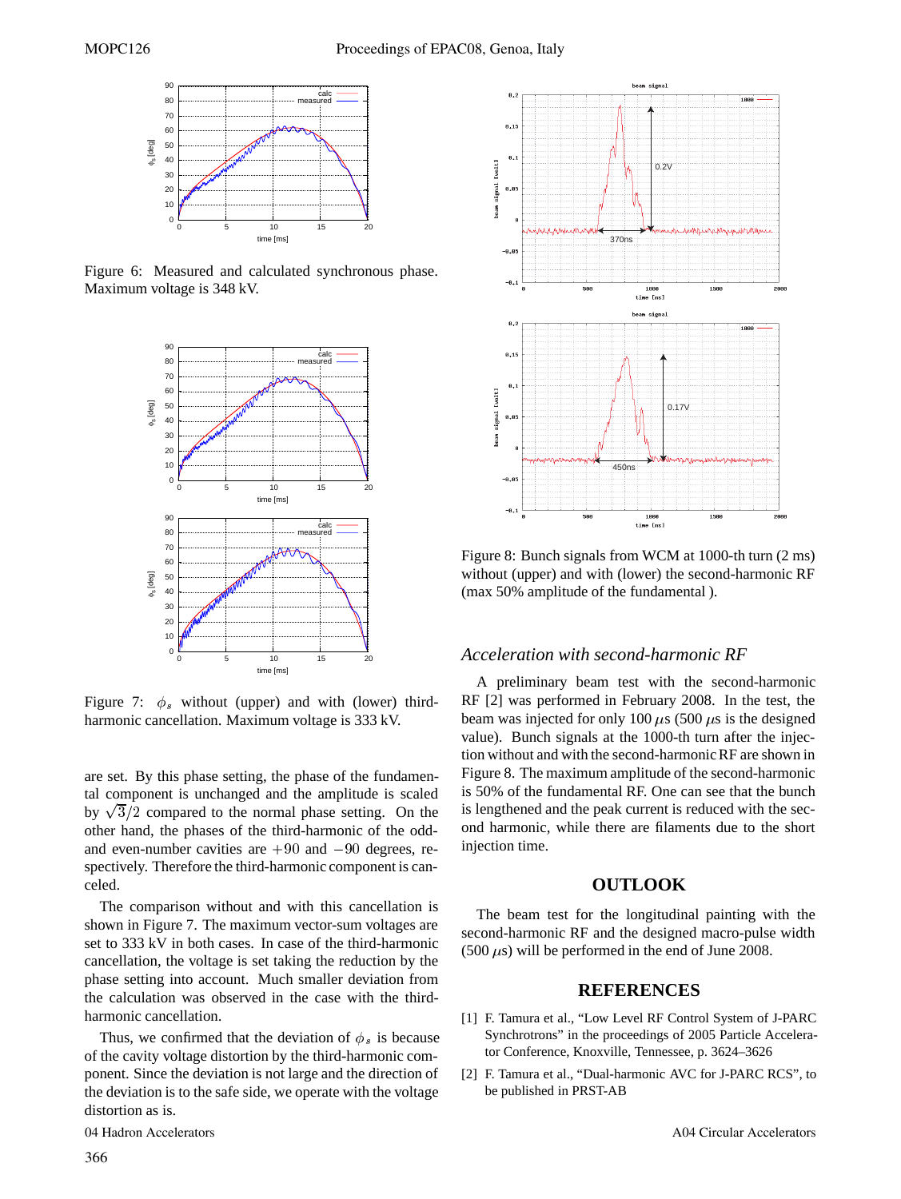90
80
70
60
50
40
30
20
10
0
$\phi_s$ [deg]
0
5
10
15
20
time [ms]
calc
measured

Figure 6: Measured and calculated synchronous phase. Maximum voltage is 348 kV.

90
80
70
60
50
40
30
20
10
0
$\phi_s$ [deg]
0
5
10
15
20
time [ms]
calc
measured

90
80
70
60
50
40
30
20
10
0
$\phi_s$ [deg]
0
5
10
15
20
time [ms]
calc
measured

Figure 7: $\phi_s$ without (upper) and with (lower) third-harmonic cancellation. Maximum voltage is 333 kV.

are set. By this phase setting, the phase of the fundamental component is unchanged and the amplitude is scaled by $\sqrt{3}/2$ compared to the normal phase setting. On the other hand, the phases of the third-harmonic of the odd- and even-number cavities are $+90$ and $-90$ degrees, respectively. Therefore the third-harmonic component is canceled.

The comparison without and with this cancellation is shown in Figure 7. The maximum vector-sum voltages are set to 333 kV in both cases. In case of the third-harmonic cancellation, the voltage is set taking the reduction by the phase setting into account. Much smaller deviation from the calculation was observed in the case with the third-harmonic cancellation.

Thus, we confirmed that the deviation of $\phi_s$ is because of the cavity voltage distortion by the third-harmonic component. Since the deviation is not large and the direction of the deviation is to the safe side, we operate with the voltage distortion as is.

beam signal
0.2
0.15
0.1
0.05
0
-0.05
-0.1
beam signal [volt]
0
500
1000
1500
2000
time [ns]
1000
0.2V
370ns

beam signal
0.2
0.15
0.1
0.05
0
-0.05
-0.1
beam signal [volt]
0
500
1000
1500
2000
time [ns]
1000
0.17V
450ns

Figure 8: Bunch signals from WCM at 1000-th turn (2 ms) without (upper) and with (lower) the second-harmonic RF (max 50% amplitude of the fundamental ).

### *Acceleration with second-harmonic RF*

A preliminary beam test with the second-harmonic RF [2] was performed in February 2008. In the test, the beam was injected for only 100 $\mu$s (500 $\mu$s is the designed value). Bunch signals at the 1000-th turn after the injection without and with the second-harmonic RF are shown in Figure 8. The maximum amplitude of the second-harmonic is 50% of the fundamental RF. One can see that the bunch is lengthened and the peak current is reduced with the second harmonic, while there are filaments due to the short injection time.

## OUTLOOK

The beam test for the longitudinal painting with the second-harmonic RF and the designed macro-pulse width (500 $\mu$s) will be performed in the end of June 2008.

## REFERENCES

[1] F. Tamura et al., "Low Level RF Control System of J-PARC Synchrotrons" in the proceedings of 2005 Particle Accelerator Conference, Knoxville, Tennessee, p. 3624–3626

[2] F. Tamura et al., "Dual-harmonic AVC for J-PARC RCS", to be published in PRST-AB